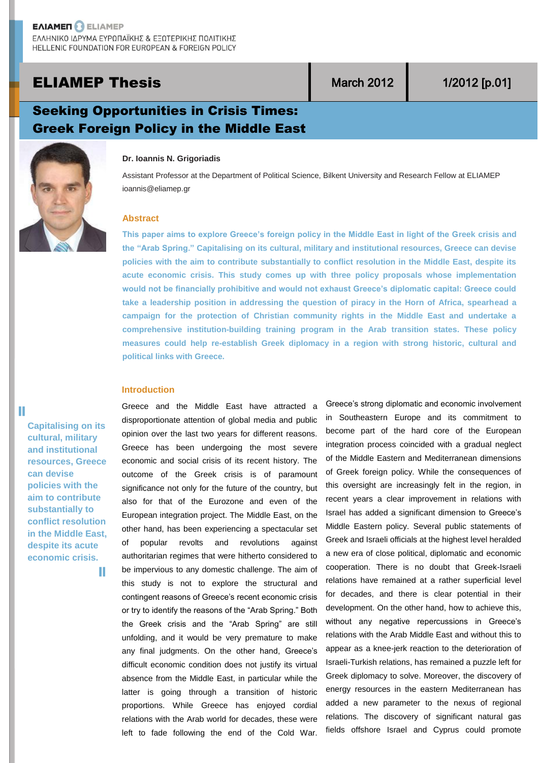ΕΛΙΑΜΕΠ ELIAMEP
ΕΛΛΗΝΙΚΟ ΙΔΡΥΜΑ ΕΥΡΩΠΑΪΚΗΣ & ΕΞΩΤΕΡΙΚΗΣ ΠΟΛΙΤΙΚΗΣ
HELLENIC FOUNDATION FOR EUROPEAN & FOREIGN POLICY

**ELIAMEP Thesis** | March 2012 | 1/2012 [p.01]

# Seeking Opportunities in Crisis Times: Greek Foreign Policy in the Middle East

**Dr. Ioannis N. Grigoriadis**

Assistant Professor at the Department of Political Science, Bilkent University and Research Fellow at ELIAMEP
ioannis@eliamep.gr

## Abstract

**This paper aims to explore Greece's foreign policy in the Middle East in light of the Greek crisis and the "Arab Spring." Capitalising on its cultural, military and institutional resources, Greece can devise policies with the aim to contribute substantially to conflict resolution in the Middle East, despite its acute economic crisis. This study comes up with three policy proposals whose implementation would not be financially prohibitive and would not exhaust Greece's diplomatic capital: Greece could take a leadership position in addressing the question of piracy in the Horn of Africa, spearhead a campaign for the protection of Christian community rights in the Middle East and undertake a comprehensive institution-building training program in the Arab transition states. These policy measures could help re-establish Greek diplomacy in a region with strong historic, cultural and political links with Greece.**

> **Capitalising on its cultural, military and institutional resources, Greece can devise policies with the aim to contribute substantially to conflict resolution in the Middle East, despite its acute economic crisis.**

## Introduction

Greece and the Middle East have attracted a disproportionate attention of global media and public opinion over the last two years for different reasons. Greece has been undergoing the most severe economic and social crisis of its recent history. The outcome of the Greek crisis is of paramount significance not only for the future of the country, but also for that of the Eurozone and even of the European integration project. The Middle East, on the other hand, has been experiencing a spectacular set of popular revolts and revolutions against authoritarian regimes that were hitherto considered to be impervious to any domestic challenge. The aim of this study is not to explore the structural and contingent reasons of Greece's recent economic crisis or try to identify the reasons of the "Arab Spring." Both the Greek crisis and the "Arab Spring" are still unfolding, and it would be very premature to make any final judgments. On the other hand, Greece's difficult economic condition does not justify its virtual absence from the Middle East, in particular while the latter is going through a transition of historic proportions. While Greece has enjoyed cordial relations with the Arab world for decades, these were left to fade following the end of the Cold War. Greece's strong diplomatic and economic involvement in Southeastern Europe and its commitment to become part of the hard core of the European integration process coincided with a gradual neglect of the Middle Eastern and Mediterranean dimensions of Greek foreign policy. While the consequences of this oversight are increasingly felt in the region, in recent years a clear improvement in relations with Israel has added a significant dimension to Greece's Middle Eastern policy. Several public statements of Greek and Israeli officials at the highest level heralded a new era of close political, diplomatic and economic cooperation. There is no doubt that Greek-Israeli relations have remained at a rather superficial level for decades, and there is clear potential in their development. On the other hand, how to achieve this, without any negative repercussions in Greece's relations with the Arab Middle East and without this to appear as a knee-jerk reaction to the deterioration of Israeli-Turkish relations, has remained a puzzle left for Greek diplomacy to solve. Moreover, the discovery of energy resources in the eastern Mediterranean has added a new parameter to the nexus of regional relations. The discovery of significant natural gas fields offshore Israel and Cyprus could promote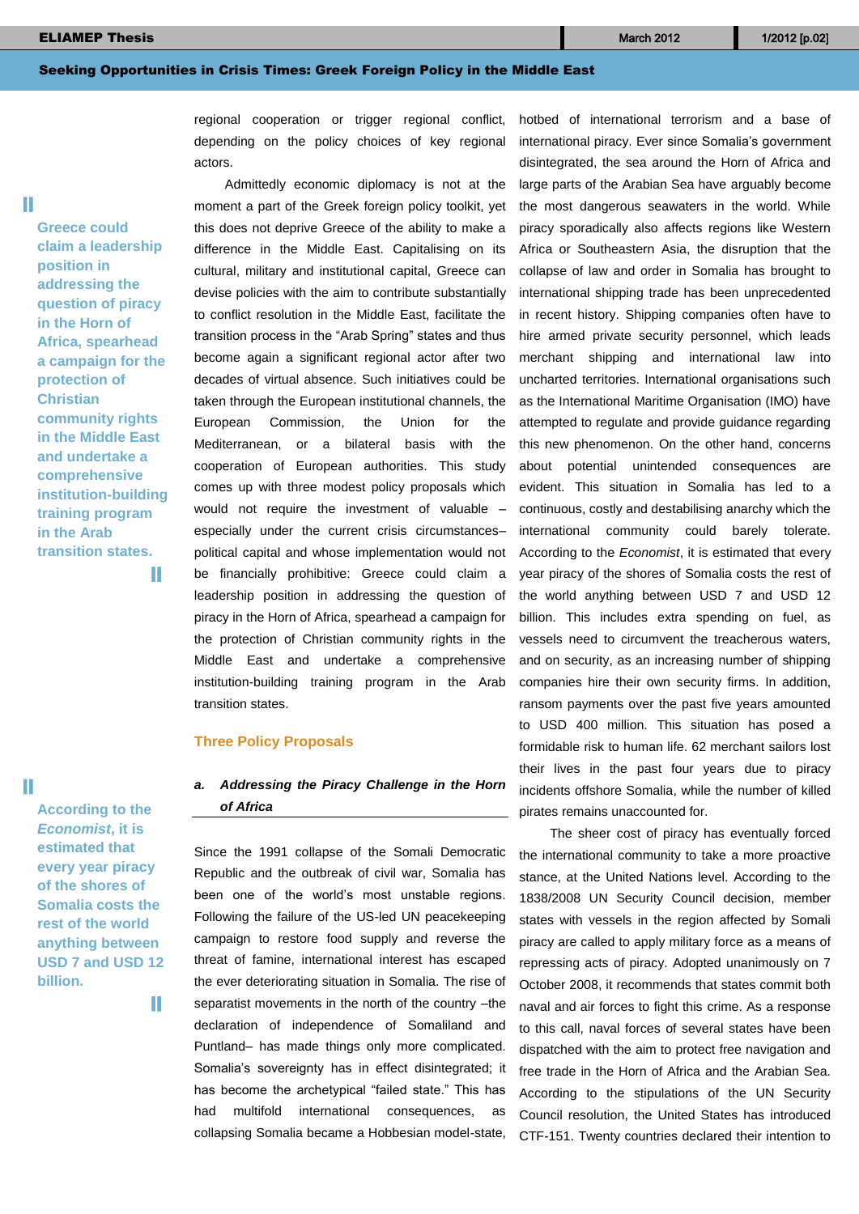regional cooperation or trigger regional conflict, depending on the policy choices of key regional actors.

Admittedly economic diplomacy is not at the moment a part of the Greek foreign policy toolkit, yet this does not deprive Greece of the ability to make a difference in the Middle East. Capitalising on its cultural, military and institutional capital, Greece can devise policies with the aim to contribute substantially to conflict resolution in the Middle East, facilitate the transition process in the "Arab Spring" states and thus become again a significant regional actor after two decades of virtual absence. Such initiatives could be taken through the European institutional channels, the European Commission, the Union for the Mediterranean, or a bilateral basis with the cooperation of European authorities. This study comes up with three modest policy proposals which would not require the investment of valuable – especially under the current crisis circumstances– political capital and whose implementation would not be financially prohibitive: Greece could claim a leadership position in addressing the question of piracy in the Horn of Africa, spearhead a campaign for the the protection of Christian community rights in the Middle East and undertake a comprehensive institution-building training program in the Arab transition states.

> **Greece could claim a leadership position in addressing the question of piracy in the Horn of Africa, spearhead a campaign for the protection of Christian community rights in the Middle East and undertake a comprehensive institution-building training program in the Arab transition states.**

## Three Policy Proposals

### a. *Addressing the Piracy Challenge in the Horn of Africa*

Since the 1991 collapse of the Somali Democratic Republic and the outbreak of civil war, Somalia has been one of the world's most unstable regions. Following the failure of the US-led UN peacekeeping campaign to restore food supply and reverse the threat of famine, international interest has escaped the ever deteriorating situation in Somalia. The rise of separatist movements in the north of the country –the declaration of independence of Somaliland and Puntland– has made things only more complicated. Somalia's sovereignty has in effect disintegrated; it has become the archetypical "failed state." This has had multifold international consequences, as collapsing Somalia became a Hobbesian model-state, hotbed of international terrorism and a base of international piracy. Ever since Somalia's government disintegrated, the sea around the Horn of Africa and large parts of the Arabian Sea have arguably become the most dangerous seawaters in the world. While piracy sporadically also affects regions like Western Africa or Southeastern Asia, the disruption that the collapse of law and order in Somalia has brought to international shipping trade has been unprecedented in recent history. Shipping companies often have to hire armed private security personnel, which leads merchant shipping and international law into uncharted territories. International organisations such as the International Maritime Organisation (IMO) have attempted to regulate and provide guidance regarding this new phenomenon. On the other hand, concerns about potential unintended consequences are evident. This situation in Somalia has led to a continuous, costly and destabilising anarchy which the international community could barely tolerate. According to the *Economist*, it is estimated that every year piracy of the shores of Somalia costs the rest of the world anything between USD 7 and USD 12 billion. This includes extra spending on fuel, as vessels need to circumvent the treacherous waters, and on security, as an increasing number of shipping companies hire their own security firms. In addition, ransom payments over the past five years amounted to USD 400 million. This situation has posed a formidable risk to human life. 62 merchant sailors lost their lives in the past four years due to piracy incidents offshore Somalia, while the number of killed pirates remains unaccounted for.

> **According to the *Economist*, it is estimated that every year piracy of the shores of Somalia costs the rest of the world anything between USD 7 and USD 12 billion.**

The sheer cost of piracy has eventually forced the international community to take a more proactive stance, at the United Nations level. According to the 1838/2008 UN Security Council decision, member states with vessels in the region affected by Somali piracy are called to apply military force as a means of repressing acts of piracy. Adopted unanimously on 7 October 2008, it recommends that states commit both naval and air forces to fight this crime. As a response to this call, naval forces of several states have been dispatched with the aim to protect free navigation and free trade in the Horn of Africa and the Arabian Sea. According to the stipulations of the UN Security Council resolution, the United States has introduced CTF-151. Twenty countries declared their intention to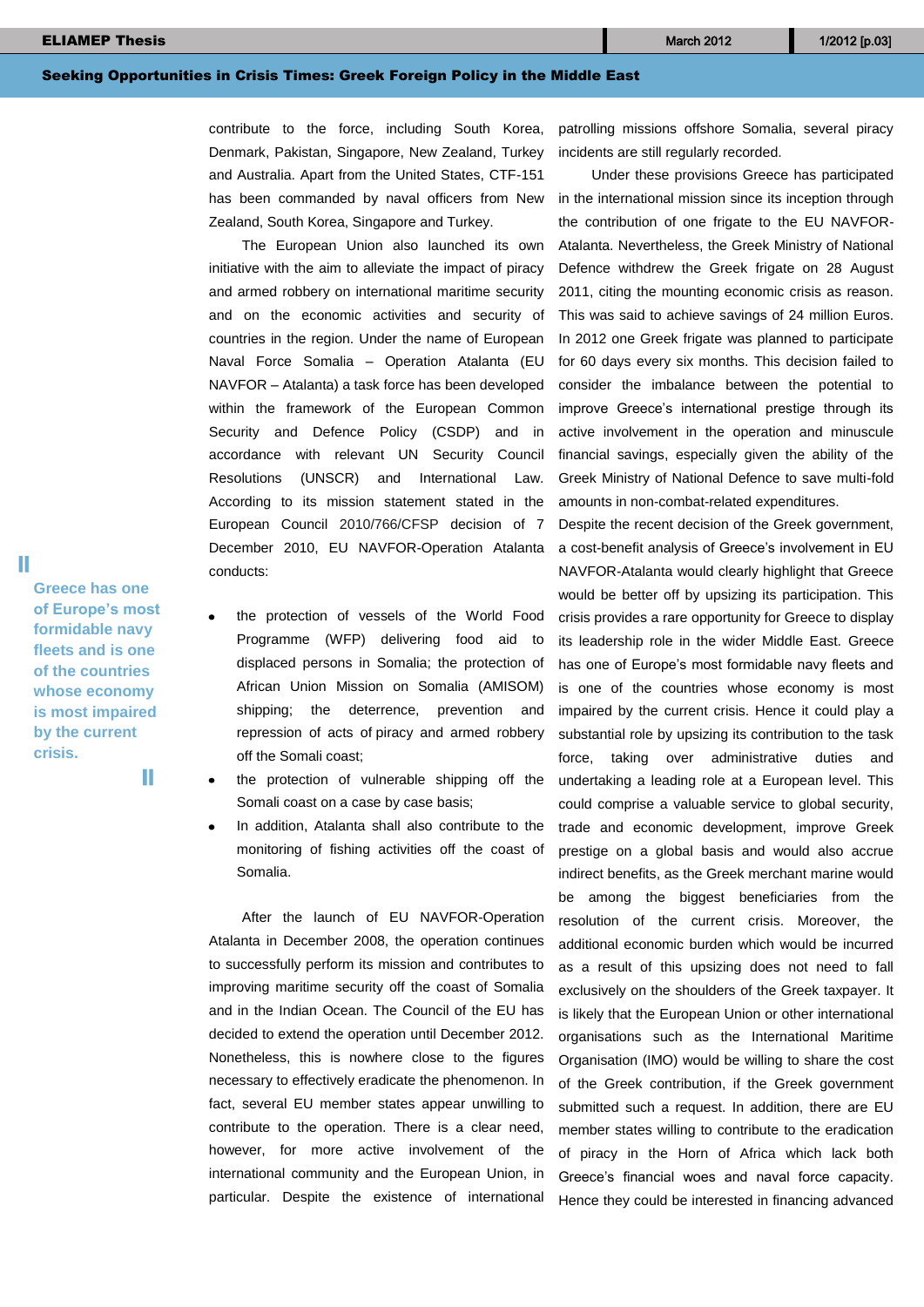contribute to the force, including South Korea, Denmark, Pakistan, Singapore, New Zealand, Turkey and Australia. Apart from the United States, CTF-151 has been commanded by naval officers from New Zealand, South Korea, Singapore and Turkey.

The European Union also launched its own initiative with the aim to alleviate the impact of piracy and armed robbery on international maritime security and on the economic activities and security of countries in the region. Under the name of European Naval Force Somalia – Operation Atalanta (EU NAVFOR – Atalanta) a task force has been developed within the framework of the European Common Security and Defence Policy (CSDP) and in accordance with relevant UN Security Council Resolutions (UNSCR) and International Law. According to its mission statement stated in the European Council 2010/766/CFSP decision of 7 December 2010, EU NAVFOR-Operation Atalanta conducts:

- the protection of vessels of the World Food Programme (WFP) delivering food aid to displaced persons in Somalia; the protection of African Union Mission on Somalia (AMISOM) shipping; the deterrence, prevention and repression of acts of piracy and armed robbery off the Somali coast;
- the protection of vulnerable shipping off the Somali coast on a case by case basis;
- In addition, Atalanta shall also contribute to the monitoring of fishing activities off the coast of Somalia.

After the launch of EU NAVFOR-Operation Atalanta in December 2008, the operation continues to successfully perform its mission and contributes to improving maritime security off the coast of Somalia and in the Indian Ocean. The Council of the EU has decided to extend the operation until December 2012. Nonetheless, this is nowhere close to the figures necessary to effectively eradicate the phenomenon. In fact, several EU member states appear unwilling to contribute to the operation. There is a clear need, however, for more active involvement of the international community and the European Union, in particular. Despite the existence of international patrolling missions offshore Somalia, several piracy incidents are still regularly recorded.

Under these provisions Greece has participated in the international mission since its inception through the contribution of one frigate to the EU NAVFOR-Atalanta. Nevertheless, the Greek Ministry of National Defence withdrew the Greek frigate on 28 August 2011, citing the mounting economic crisis as reason. This was said to achieve savings of 24 million Euros. In 2012 one Greek frigate was planned to participate for 60 days every six months. This decision failed to consider the imbalance between the potential to improve Greece's international prestige through its active involvement in the operation and minuscule financial savings, especially given the ability of the Greek Ministry of National Defence to save multi-fold amounts in non-combat-related expenditures.

> Greece has one of Europe's most formidable navy fleets and is one of the countries whose economy is most impaired by the current crisis.

Despite the recent decision of the Greek government, a cost-benefit analysis of Greece's involvement in EU NAVFOR-Atalanta would clearly highlight that Greece would be better off by upsizing its participation. This crisis provides a rare opportunity for Greece to display its leadership role in the wider Middle East. Greece has one of Europe's most formidable navy fleets and is one of the countries whose economy is most impaired by the current crisis. Hence it could play a substantial role by upsizing its contribution to the task force, taking over administrative duties and undertaking a leading role at a European level. This could comprise a valuable service to global security, trade and economic development, improve Greek prestige on a global basis and would also accrue indirect benefits, as the Greek merchant marine would be among the biggest beneficiaries from the resolution of the current crisis. Moreover, the additional economic burden which would be incurred as a result of this upsizing does not need to fall exclusively on the shoulders of the Greek taxpayer. It is likely that the European Union or other international organisations such as the International Maritime Organisation (IMO) would be willing to share the cost of the Greek contribution, if the Greek government submitted such a request. In addition, there are EU member states willing to contribute to the eradication of piracy in the Horn of Africa which lack both Greece's financial woes and naval force capacity. Hence they could be interested in financing advanced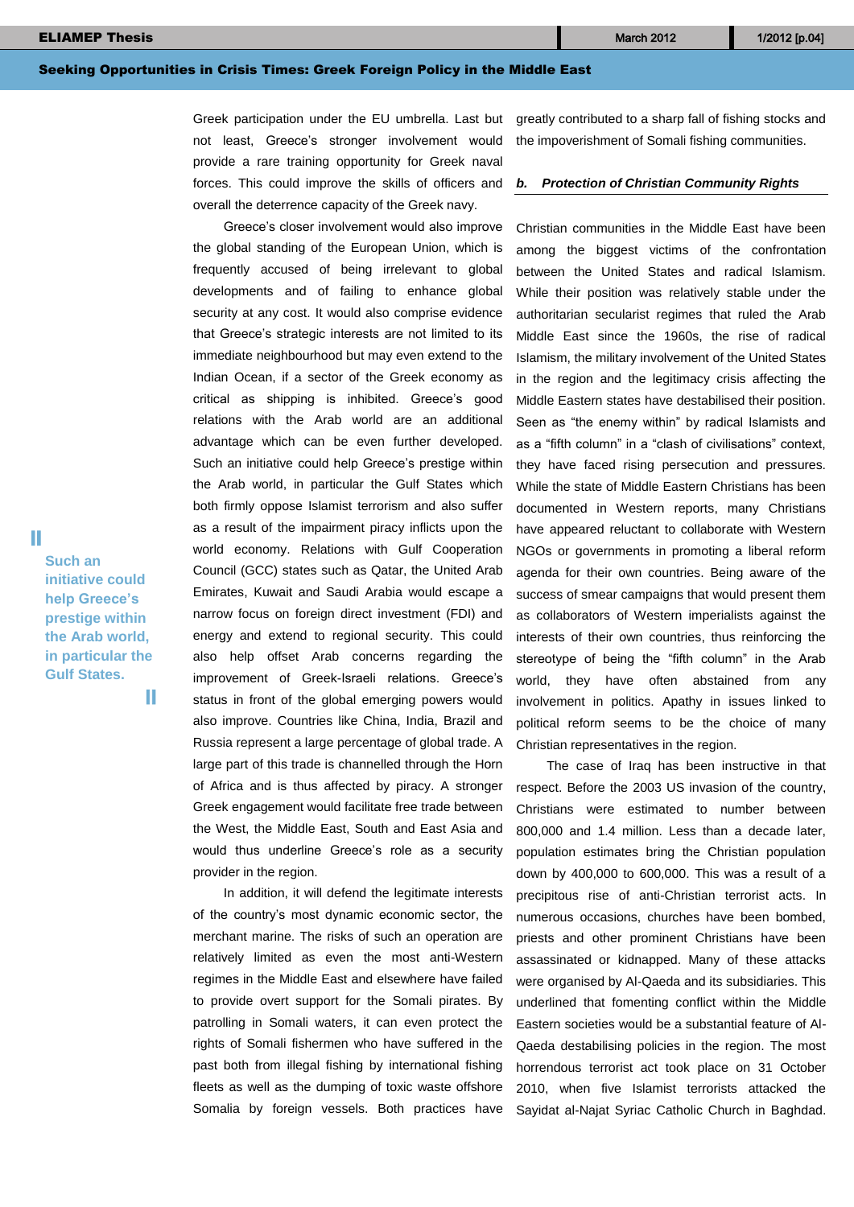Greek participation under the EU umbrella. Last but not least, Greece's stronger involvement would provide a rare training opportunity for Greek naval forces. This could improve the skills of officers and overall the deterrence capacity of the Greek navy.

Greece's closer involvement would also improve the global standing of the European Union, which is frequently accused of being irrelevant to global developments and of failing to enhance global security at any cost. It would also comprise evidence that Greece's strategic interests are not limited to its immediate neighbourhood but may even extend to the Indian Ocean, if a sector of the Greek economy as critical as shipping is inhibited. Greece's good relations with the Arab world are an additional advantage which can be even further developed. Such an initiative could help Greece's prestige within the Arab world, in particular the Gulf States which both firmly oppose Islamist terrorism and also suffer as a result of the impairment piracy inflicts upon the world economy. Relations with Gulf Cooperation Council (GCC) states such as Qatar, the United Arab Emirates, Kuwait and Saudi Arabia would escape a narrow focus on foreign direct investment (FDI) and energy and extend to regional security. This could also help offset Arab concerns regarding the improvement of Greek-Israeli relations. Greece's status in front of the global emerging powers would also improve. Countries like China, India, Brazil and Russia represent a large percentage of global trade. A large part of this trade is channelled through the Horn of Africa and is thus affected by piracy. A stronger Greek engagement would facilitate free trade between the West, the Middle East, South and East Asia and would thus underline Greece's role as a security provider in the region.

> **Such an initiative could help Greece's prestige within the Arab world, in particular the Gulf States.**

In addition, it will defend the legitimate interests of the country's most dynamic economic sector, the merchant marine. The risks of such an operation are relatively limited as even the most anti-Western regimes in the Middle East and elsewhere have failed to provide overt support for the Somali pirates. By patrolling in Somali waters, it can even protect the rights of Somali fishermen who have suffered in the past both from illegal fishing by international fishing fleets as well as the dumping of toxic waste offshore Somalia by foreign vessels. Both practices have greatly contributed to a sharp fall of fishing stocks and the impoverishment of Somali fishing communities.

### ***b. Protection of Christian Community Rights***

Christian communities in the Middle East have been among the biggest victims of the confrontation between the United States and radical Islamism. While their position was relatively stable under the authoritarian secularist regimes that ruled the Arab Middle East since the 1960s, the rise of radical Islamism, the military involvement of the United States in the region and the legitimacy crisis affecting the Middle Eastern states have destabilised their position. Seen as "the enemy within" by radical Islamists and as a "fifth column" in a "clash of civilisations" context, they have faced rising persecution and pressures. While the state of Middle Eastern Christians has been documented in Western reports, many Christians have appeared reluctant to collaborate with Western NGOs or governments in promoting a liberal reform agenda for their own countries. Being aware of the success of smear campaigns that would present them as collaborators of Western imperialists against the interests of their own countries, thus reinforcing the stereotype of being the "fifth column" in the Arab world, they have often abstained from any involvement in politics. Apathy in issues linked to political reform seems to be the choice of many Christian representatives in the region.

The case of Iraq has been instructive in that respect. Before the 2003 US invasion of the country, Christians were estimated to number between 800,000 and 1.4 million. Less than a decade later, population estimates bring the Christian population down by 400,000 to 600,000. This was a result of a precipitous rise of anti-Christian terrorist acts. In numerous occasions, churches have been bombed, priests and other prominent Christians have been assassinated or kidnapped. Many of these attacks were organised by Al-Qaeda and its subsidiaries. This underlined that fomenting conflict within the Middle Eastern societies would be a substantial feature of Al-Qaeda destabilising policies in the region. The most horrendous terrorist act took place on 31 October 2010, when five Islamist terrorists attacked the Sayidat al-Najat Syriac Catholic Church in Baghdad.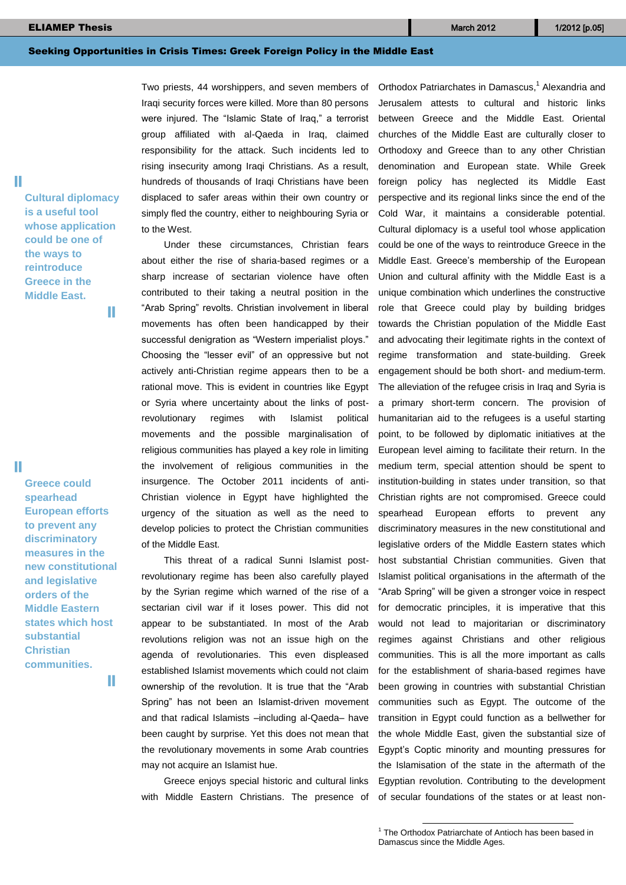Two priests, 44 worshippers, and seven members of Iraqi security forces were killed. More than 80 persons were injured. The "Islamic State of Iraq," a terrorist group affiliated with al-Qaeda in Iraq, claimed responsibility for the attack. Such incidents led to rising insecurity among Iraqi Christians. As a result, hundreds of thousands of Iraqi Christians have been displaced to safer areas within their own country or simply fled the country, either to neighbouring Syria or to the West.

> Cultural diplomacy is a useful tool whose application could be one of the ways to reintroduce Greece in the Middle East.

Under these circumstances, Christian fears about either the rise of sharia-based regimes or a sharp increase of sectarian violence have often contributed to their taking a neutral position in the "Arab Spring" revolts. Christian involvement in liberal movements has often been handicapped by their successful denigration as "Western imperialist ploys." Choosing the "lesser evil" of an oppressive but not actively anti-Christian regime appears then to be a rational move. This is evident in countries like Egypt or Syria where uncertainty about the links of post-revolutionary regimes with Islamist political movements and the possible marginalisation of religious communities has played a key role in limiting the involvement of religious communities in the insurgence. The October 2011 incidents of anti-Christian violence in Egypt have highlighted the urgency of the situation as well as the need to develop policies to protect the Christian communities of the Middle East.

This threat of a radical Sunni Islamist post-revolutionary regime has been also carefully played by the Syrian regime which warned of the rise of a sectarian civil war if it loses power. This did not appear to be substantiated. In most of the Arab revolutions religion was not an issue high on the agenda of revolutionaries. This even displeased established Islamist movements which could not claim ownership of the revolution. It is true that the "Arab Spring" has not been an Islamist-driven movement and that radical Islamists –including al-Qaeda– have been caught by surprise. Yet this does not mean that the revolutionary movements in some Arab countries may not acquire an Islamist hue.

Greece enjoys special historic and cultural links with Middle Eastern Christians. The presence of Orthodox Patriarchates in Damascus,[1] Alexandria and Jerusalem attests to cultural and historic links between Greece and the Middle East. Oriental churches of the Middle East are culturally closer to Orthodoxy and Greece than to any other Christian denomination and European state. While Greek foreign policy has neglected its Middle East perspective and its regional links since the end of the Cold War, it maintains a considerable potential. Cultural diplomacy is a useful tool whose application could be one of the ways to reintroduce Greece in the Middle East. Greece's membership of the European Union and cultural affinity with the Middle East is a unique combination which underlines the constructive role that Greece could play by building bridges towards the Christian population of the Middle East and advocating their legitimate rights in the context of regime transformation and state-building. Greek engagement should be both short- and medium-term. The alleviation of the refugee crisis in Iraq and Syria is a primary short-term concern. The provision of humanitarian aid to the refugees is a useful starting point, to be followed by diplomatic initiatives at the European level aiming to facilitate their return. In the medium term, special attention should be spent to institution-building in states under transition, so that Christian rights are not compromised. Greece could spearhead European efforts to prevent any discriminatory measures in the new constitutional and legislative orders of the Middle Eastern states which host substantial Christian communities. Given that Islamist political organisations in the aftermath of the "Arab Spring" will be given a stronger voice in respect for democratic principles, it is imperative that this would not lead to majoritarian or discriminatory regimes against Christians and other religious communities. This is all the more important as calls for the establishment of sharia-based regimes have been growing in countries with substantial Christian communities such as Egypt. The outcome of the transition in Egypt could function as a bellwether for the whole Middle East, given the substantial size of Egypt's Coptic minority and mounting pressures for the Islamisation of the state in the aftermath of the Egyptian revolution. Contributing to the development of secular foundations of the states or at least non-

> Greece could spearhead European efforts to prevent any discriminatory measures in the new constitutional and legislative orders of the Middle Eastern states which host substantial Christian communities.

[1] The Orthodox Patriarchate of Antioch has been based in Damascus since the Middle Ages.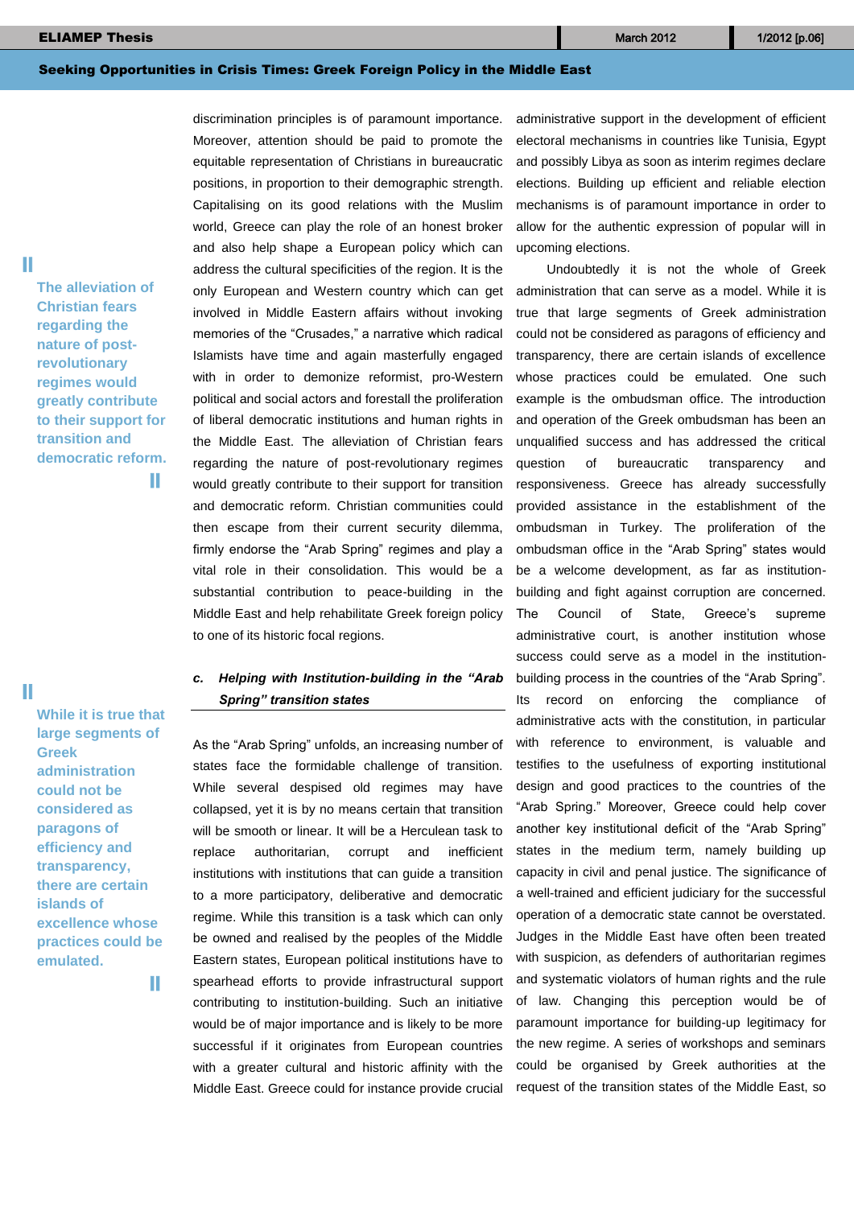discrimination principles is of paramount importance. Moreover, attention should be paid to promote the equitable representation of Christians in bureaucratic positions, in proportion to their demographic strength. Capitalising on its good relations with the Muslim world, Greece can play the role of an honest broker and also help shape a European policy which can address the cultural specificities of the region. It is the only European and Western country which can get involved in Middle Eastern affairs without invoking memories of the "Crusades," a narrative which radical Islamists have time and again masterfully engaged with in order to demonize reformist, pro-Western political and social actors and forestall the proliferation of liberal democratic institutions and human rights in the Middle East. The alleviation of Christian fears regarding the nature of post-revolutionary regimes would greatly contribute to their support for transition and democratic reform. Christian communities could then escape from their current security dilemma, firmly endorse the "Arab Spring" regimes and play a vital role in their consolidation. This would be a substantial contribution to peace-building in the Middle East and help rehabilitate Greek foreign policy to one of its historic focal regions.

> **The alleviation of Christian fears regarding the nature of post-revolutionary regimes would greatly contribute to their support for transition and democratic reform.**

### *c. Helping with Institution-building in the "Arab Spring" transition states*

As the "Arab Spring" unfolds, an increasing number of states face the formidable challenge of transition. While several despised old regimes may have collapsed, yet it is by no means certain that transition will be smooth or linear. It will be a Herculean task to replace authoritarian, corrupt and inefficient institutions with institutions that can guide a transition to a more participatory, deliberative and democratic regime. While this transition is a task which can only be owned and realised by the peoples of the Middle Eastern states, European political institutions have to spearhead efforts to provide infrastructural support contributing to institution-building. Such an initiative would be of major importance and is likely to be more successful if it originates from European countries with a greater cultural and historic affinity with the Middle East. Greece could for instance provide crucial administrative support in the development of efficient electoral mechanisms in countries like Tunisia, Egypt and possibly Libya as soon as interim regimes declare elections. Building up efficient and reliable election mechanisms is of paramount importance in order to allow for the authentic expression of popular will in upcoming elections.

Undoubtedly it is not the whole of Greek administration that can serve as a model. While it is true that large segments of Greek administration could not be considered as paragons of efficiency and transparency, there are certain islands of excellence whose practices could be emulated. One such example is the ombudsman office. The introduction and operation of the Greek ombudsman has been an unqualified success and has addressed the critical question of bureaucratic transparency and responsiveness. Greece has already successfully provided assistance in the establishment of the ombudsman in Turkey. The proliferation of the ombudsman office in the "Arab Spring" states would be a welcome development, as far as institution-building and fight against corruption are concerned. The Council of State, Greece's supreme administrative court, is another institution whose success could serve as a model in the institution-building process in the countries of the "Arab Spring". Its record on enforcing the compliance of administrative acts with the constitution, in particular with reference to environment, is valuable and testifies to the usefulness of exporting institutional design and good practices to the countries of the "Arab Spring." Moreover, Greece could help cover another key institutional deficit of the "Arab Spring" states in the medium term, namely building up capacity in civil and penal justice. The significance of a well-trained and efficient judiciary for the successful operation of a democratic state cannot be overstated. Judges in the Middle East have often been treated with suspicion, as defenders of authoritarian regimes and systematic violators of human rights and the rule of law. Changing this perception would be of paramount importance for building-up legitimacy for the new regime. A series of workshops and seminars could be organised by Greek authorities at the request of the transition states of the Middle East, so

> **While it is true that large segments of Greek administration could not be considered as paragons of efficiency and transparency, there are certain islands of excellence whose practices could be emulated.**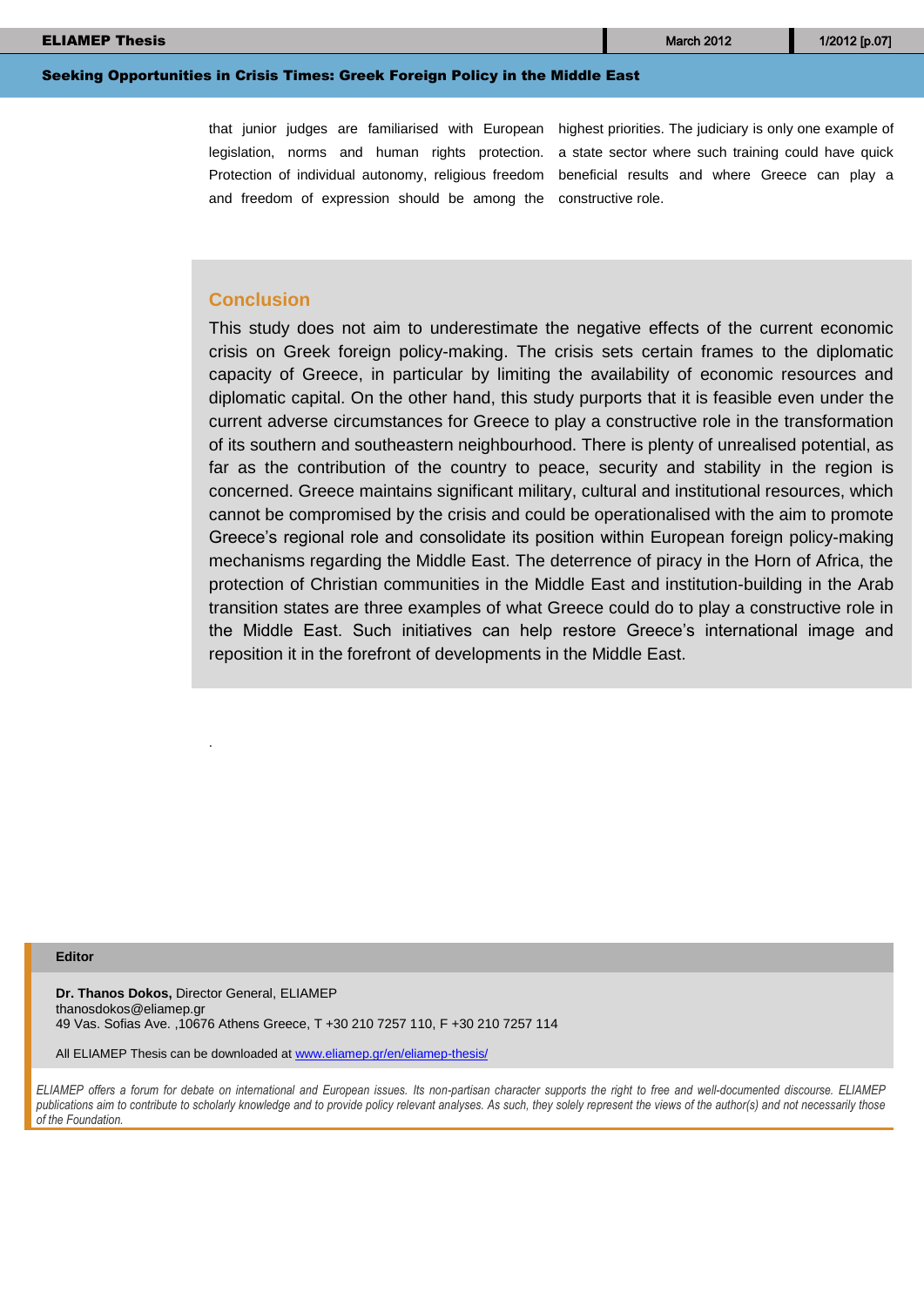that junior judges are familiarised with European legislation, norms and human rights protection. Protection of individual autonomy, religious freedom and freedom of expression should be among the highest priorities. The judiciary is only one example of a state sector where such training could have quick beneficial results and where Greece can play a constructive role.

## Conclusion

This study does not aim to underestimate the negative effects of the current economic crisis on Greek foreign policy-making. The crisis sets certain frames to the diplomatic capacity of Greece, in particular by limiting the availability of economic resources and diplomatic capital. On the other hand, this study purports that it is feasible even under the current adverse circumstances for Greece to play a constructive role in the transformation of its southern and southeastern neighbourhood. There is plenty of unrealised potential, as far as the contribution of the country to peace, security and stability in the region is concerned. Greece maintains significant military, cultural and institutional resources, which cannot be compromised by the crisis and could be operationalised with the aim to promote Greece's regional role and consolidate its position within European foreign policy-making mechanisms regarding the Middle East. The deterrence of piracy in the Horn of Africa, the protection of Christian communities in the Middle East and institution-building in the Arab transition states are three examples of what Greece could do to play a constructive role in the Middle East. Such initiatives can help restore Greece's international image and reposition it in the forefront of developments in the Middle East.

**Editor**

**Dr. Thanos Dokos,** Director General, ELIAMEP
thanosdokos@eliamep.gr
49 Vas. Sofias Ave. ,10676 Athens Greece, T +30 210 7257 110, F +30 210 7257 114

All ELIAMEP Thesis can be downloaded at www.eliamep.gr/en/eliamep-thesis/

*ELIAMEP offers a forum for debate on international and European issues. Its non-partisan character supports the right to free and well-documented discourse. ELIAMEP publications aim to contribute to scholarly knowledge and to provide policy relevant analyses. As such, they solely represent the views of the author(s) and not necessarily those of the Foundation.*